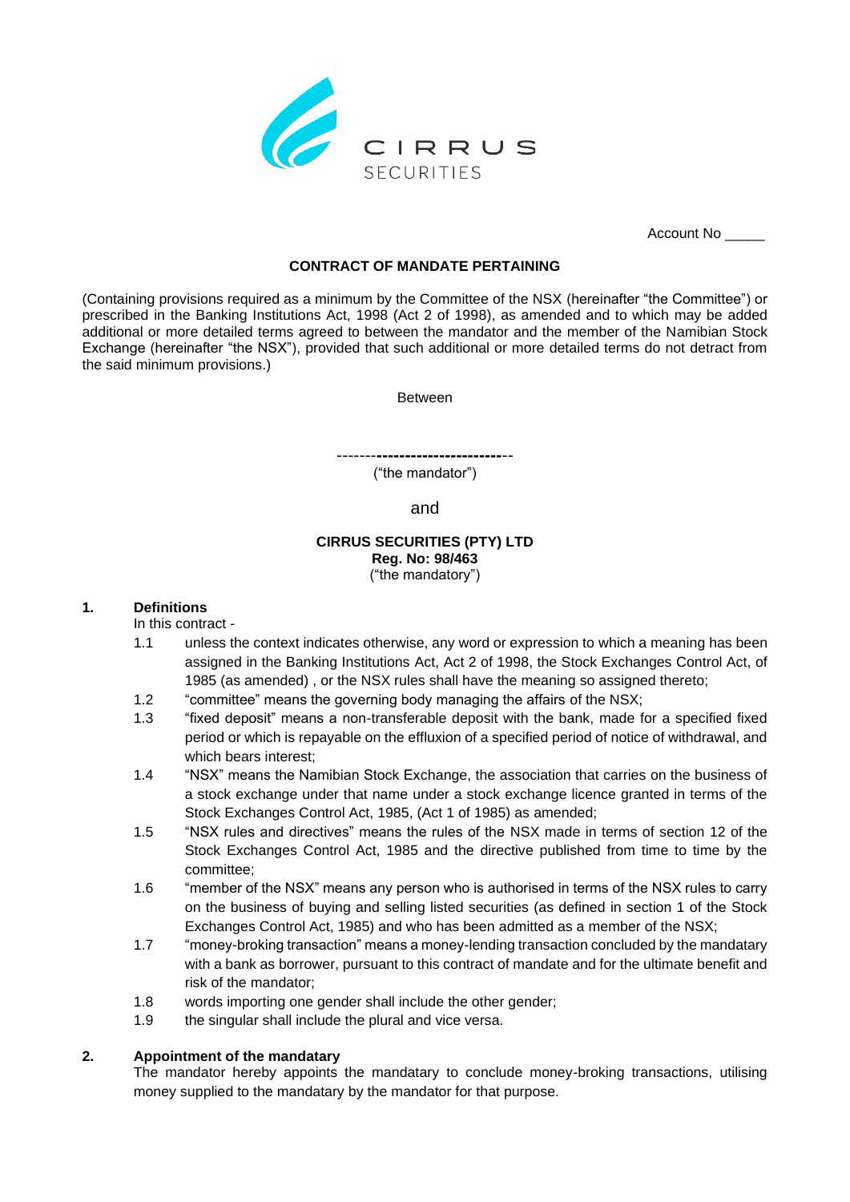CIRRUS
SECURITIES

Account No _____

**CONTRACT OF MANDATE PERTAINING**

(Containing provisions required as a minimum by the Committee of the NSX (hereinafter "the Committee") or prescribed in the Banking Institutions Act, 1998 (Act 2 of 1998), as amended and to which may be added additional or more detailed terms agreed to between the mandator and the member of the Namibian Stock Exchange (hereinafter "the NSX"), provided that such additional or more detailed terms do not detract from the said minimum provisions.)

Between

---------------------------------

("the mandator")

and

**CIRRUS SECURITIES (PTY) LTD**
**Reg. No: 98/463**
("the mandatory")

**1. Definitions**

In this contract -

1.1 unless the context indicates otherwise, any word or expression to which a meaning has been assigned in the Banking Institutions Act, Act 2 of 1998, the Stock Exchanges Control Act, of 1985 (as amended) , or the NSX rules shall have the meaning so assigned thereto;

1.2 "committee" means the governing body managing the affairs of the NSX;

1.3 "fixed deposit" means a non-transferable deposit with the bank, made for a specified fixed period or which is repayable on the effluxion of a specified period of notice of withdrawal, and which bears interest;

1.4 "NSX" means the Namibian Stock Exchange, the association that carries on the business of a stock exchange under that name under a stock exchange licence granted in terms of the Stock Exchanges Control Act, 1985, (Act 1 of 1985) as amended;

1.5 "NSX rules and directives" means the rules of the NSX made in terms of section 12 of the Stock Exchanges Control Act, 1985 and the directive published from time to time by the committee;

1.6 "member of the NSX" means any person who is authorised in terms of the NSX rules to carry on the business of buying and selling listed securities (as defined in section 1 of the Stock Exchanges Control Act, 1985) and who has been admitted as a member of the NSX;

1.7 "money-broking transaction" means a money-lending transaction concluded by the mandatary with a bank as borrower, pursuant to this contract of mandate and for the ultimate benefit and risk of the mandator;

1.8 words importing one gender shall include the other gender;

1.9 the singular shall include the plural and vice versa.

**2. Appointment of the mandatary**

The mandator hereby appoints the mandatary to conclude money-broking transactions, utilising money supplied to the mandatary by the mandator for that purpose.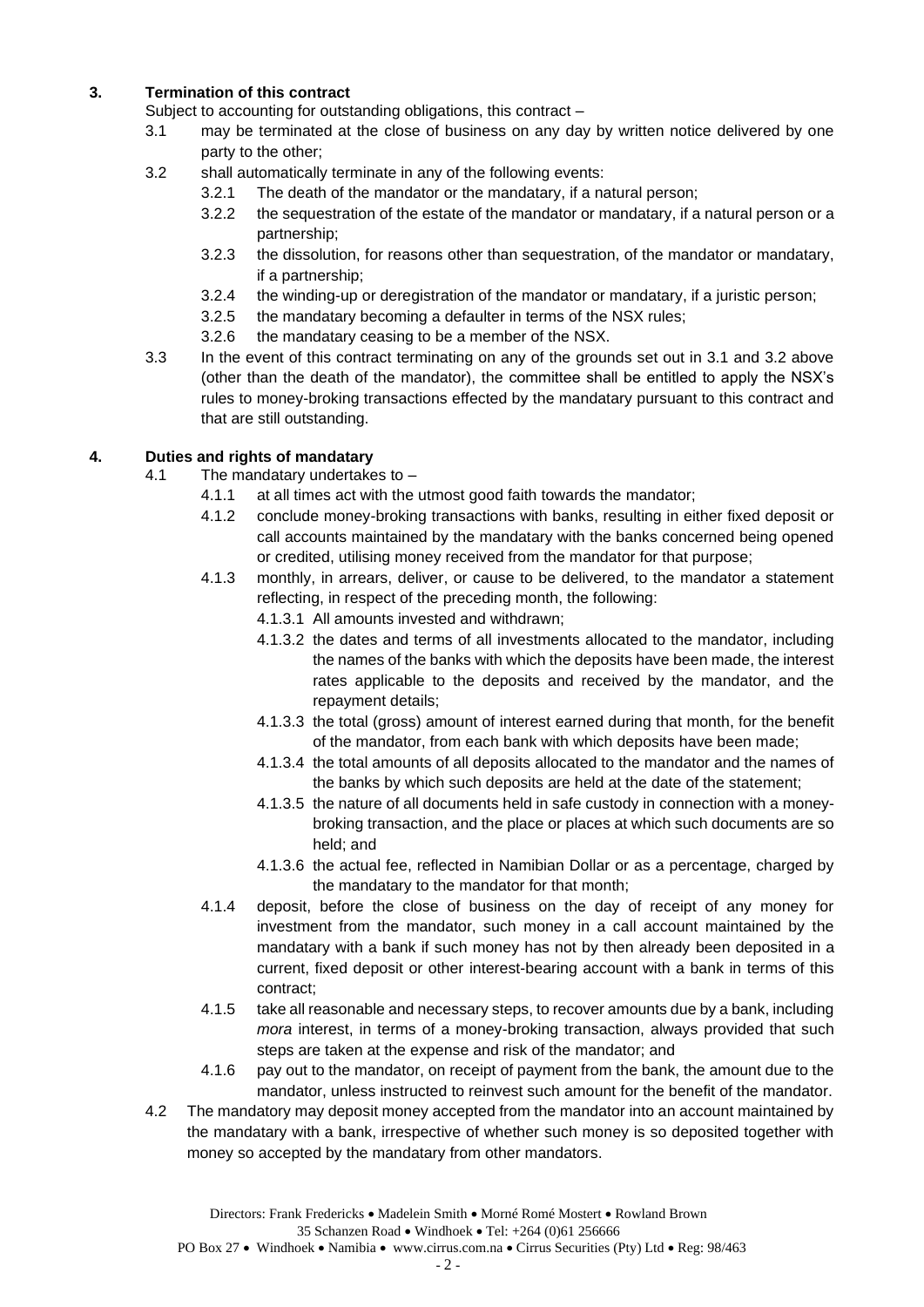## 3. Termination of this contract

Subject to accounting for outstanding obligations, this contract –

- 3.1 may be terminated at the close of business on any day by written notice delivered by one party to the other;
- 3.2 shall automatically terminate in any of the following events:
  - 3.2.1 The death of the mandator or the mandatary, if a natural person;
  - 3.2.2 the sequestration of the estate of the mandator or mandatary, if a natural person or a partnership;
  - 3.2.3 the dissolution, for reasons other than sequestration, of the mandator or mandatary, if a partnership;
  - 3.2.4 the winding-up or deregistration of the mandator or mandatary, if a juristic person;
  - 3.2.5 the mandatary becoming a defaulter in terms of the NSX rules;
  - 3.2.6 the mandatary ceasing to be a member of the NSX.
- 3.3 In the event of this contract terminating on any of the grounds set out in 3.1 and 3.2 above (other than the death of the mandator), the committee shall be entitled to apply the NSX's rules to money-broking transactions effected by the mandatary pursuant to this contract and that are still outstanding.

## 4. Duties and rights of mandatary

- 4.1 The mandatary undertakes to –
  - 4.1.1 at all times act with the utmost good faith towards the mandator;
  - 4.1.2 conclude money-broking transactions with banks, resulting in either fixed deposit or call accounts maintained by the mandatary with the banks concerned being opened or credited, utilising money received from the mandator for that purpose;
  - 4.1.3 monthly, in arrears, deliver, or cause to be delivered, to the mandator a statement reflecting, in respect of the preceding month, the following:
    - 4.1.3.1 All amounts invested and withdrawn;
    - 4.1.3.2 the dates and terms of all investments allocated to the mandator, including the names of the banks with which the deposits have been made, the interest rates applicable to the deposits and received by the mandator, and the repayment details;
    - 4.1.3.3 the total (gross) amount of interest earned during that month, for the benefit of the mandator, from each bank with which deposits have been made;
    - 4.1.3.4 the total amounts of all deposits allocated to the mandator and the names of the banks by which such deposits are held at the date of the statement;
    - 4.1.3.5 the nature of all documents held in safe custody in connection with a money-broking transaction, and the place or places at which such documents are so held; and
    - 4.1.3.6 the actual fee, reflected in Namibian Dollar or as a percentage, charged by the mandatary to the mandator for that month;
  - 4.1.4 deposit, before the close of business on the day of receipt of any money for investment from the mandator, such money in a call account maintained by the mandatary with a bank if such money has not by then already been deposited in a current, fixed deposit or other interest-bearing account with a bank in terms of this contract;
  - 4.1.5 take all reasonable and necessary steps, to recover amounts due by a bank, including *mora* interest, in terms of a money-broking transaction, always provided that such steps are taken at the expense and risk of the mandator; and
  - 4.1.6 pay out to the mandator, on receipt of payment from the bank, the amount due to the mandator, unless instructed to reinvest such amount for the benefit of the mandator.
- 4.2 The mandatory may deposit money accepted from the mandator into an account maintained by the mandatary with a bank, irrespective of whether such money is so deposited together with money so accepted by the mandatary from other mandators.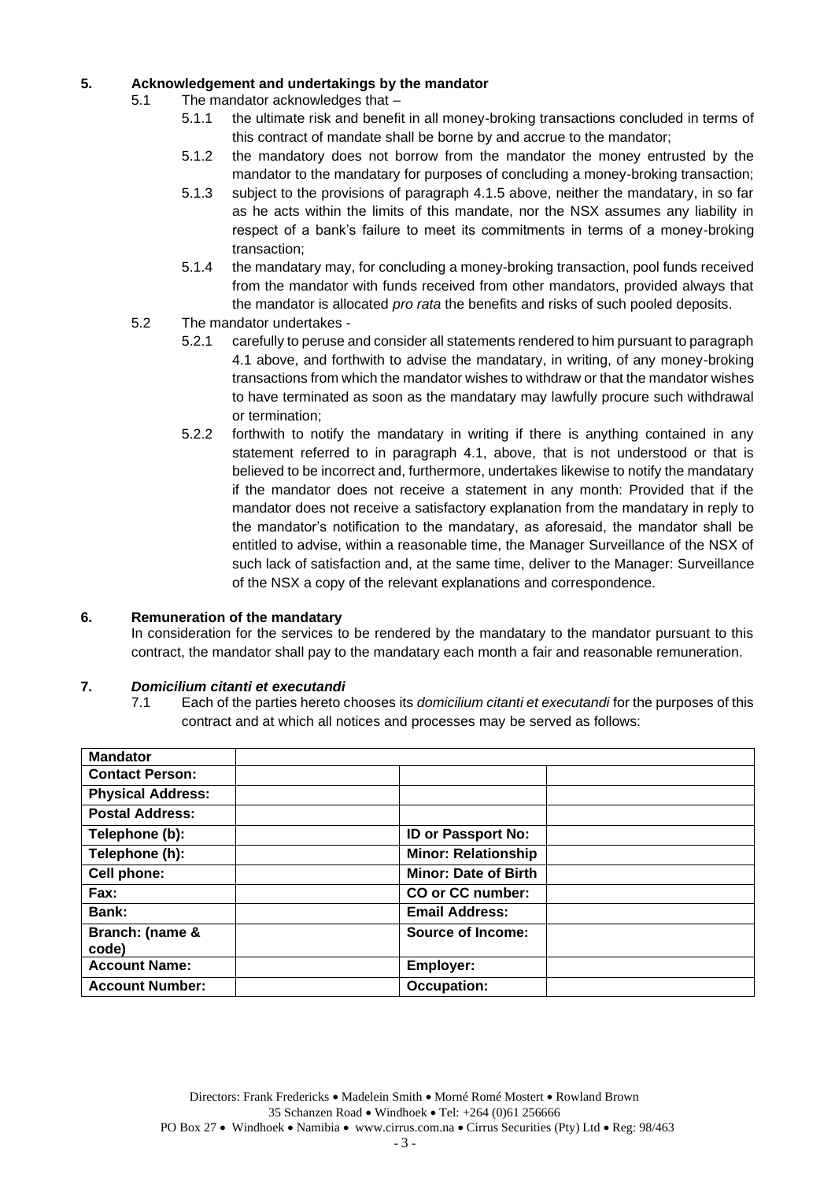## 5. Acknowledgement and undertakings by the mandator

5.1 The mandator acknowledges that –

5.1.1 the ultimate risk and benefit in all money-broking transactions concluded in terms of this contract of mandate shall be borne by and accrue to the mandator;

5.1.2 the mandatory does not borrow from the mandator the money entrusted by the mandator to the mandatary for purposes of concluding a money-broking transaction;

5.1.3 subject to the provisions of paragraph 4.1.5 above, neither the mandatary, in so far as he acts within the limits of this mandate, nor the NSX assumes any liability in respect of a bank's failure to meet its commitments in terms of a money-broking transaction;

5.1.4 the mandatary may, for concluding a money-broking transaction, pool funds received from the mandator with funds received from other mandators, provided always that the mandator is allocated *pro rata* the benefits and risks of such pooled deposits.

5.2 The mandator undertakes -

5.2.1 carefully to peruse and consider all statements rendered to him pursuant to paragraph 4.1 above, and forthwith to advise the mandatary, in writing, of any money-broking transactions from which the mandator wishes to withdraw or that the mandator wishes to have terminated as soon as the mandatary may lawfully procure such withdrawal or termination;

5.2.2 forthwith to notify the mandatary in writing if there is anything contained in any statement referred to in paragraph 4.1, above, that is not understood or that is believed to be incorrect and, furthermore, undertakes likewise to notify the mandatary if the mandator does not receive a statement in any month: Provided that if the mandator does not receive a satisfactory explanation from the mandatary in reply to the mandator's notification to the mandatary, as aforesaid, the mandator shall be entitled to advise, within a reasonable time, the Manager Surveillance of the NSX of such lack of satisfaction and, at the same time, deliver to the Manager: Surveillance of the NSX a copy of the relevant explanations and correspondence.

## 6. Remuneration of the mandatary

In consideration for the services to be rendered by the mandatary to the mandator pursuant to this contract, the mandator shall pay to the mandatary each month a fair and reasonable remuneration.

## 7. *Domicilium citanti et executandi*

7.1 Each of the parties hereto chooses its *domicilium citanti et executandi* for the purposes of this contract and at which all notices and processes may be served as follows:

| **Mandator** | | | |
|---|---|---|---|
| **Contact Person:** | | | |
| **Physical Address:** | | | |
| **Postal Address:** | | | |
| **Telephone (b):** | | **ID or Passport No:** | |
| **Telephone (h):** | | **Minor: Relationship** | |
| **Cell phone:** | | **Minor: Date of Birth** | |
| **Fax:** | | **CO or CC number:** | |
| **Bank:** | | **Email Address:** | |
| **Branch: (name & code)** | | **Source of Income:** | |
| **Account Name:** | | **Employer:** | |
| **Account Number:** | | **Occupation:** | |

Directors: Frank Fredericks • Madelein Smith • Morné Romé Mostert • Rowland Brown
35 Schanzen Road • Windhoek • Tel: +264 (0)61 256666
PO Box 27 • Windhoek • Namibia • www.cirrus.com.na • Cirrus Securities (Pty) Ltd • Reg: 98/463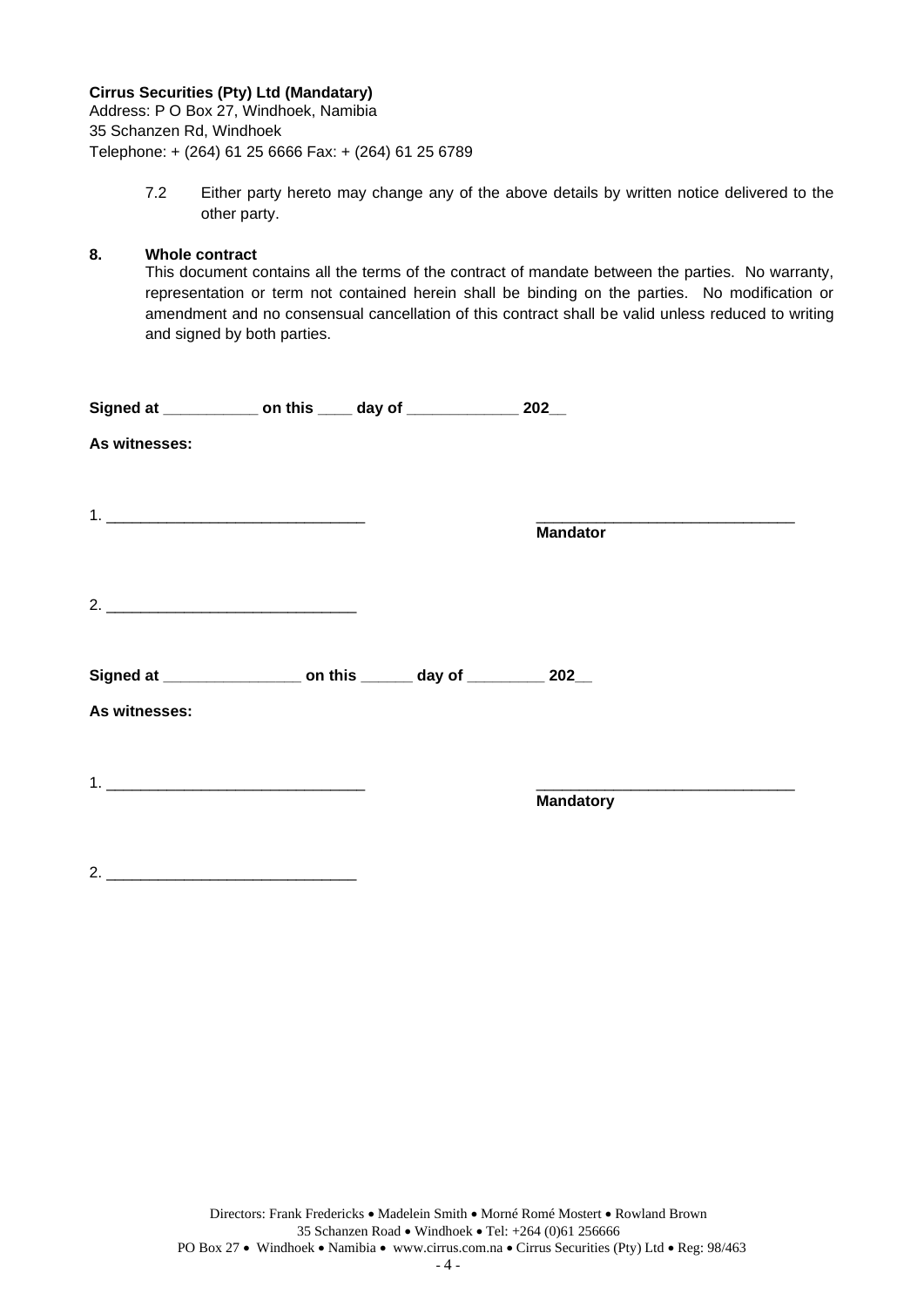**Cirrus Securities (Pty) Ltd (Mandatary)**
Address: P O Box 27, Windhoek, Namibia
35 Schanzen Rd, Windhoek
Telephone: + (264) 61 25 6666 Fax: + (264) 61 25 6789

7.2 Either party hereto may change any of the above details by written notice delivered to the other party.

**8. Whole contract**

This document contains all the terms of the contract of mandate between the parties. No warranty, representation or term not contained herein shall be binding on the parties. No modification or amendment and no consensual cancellation of this contract shall be valid unless reduced to writing and signed by both parties.

**Signed at ___________ on this ____ day of _____________ 202__**

**As witnesses:**

1. ______________________________ ______________________________
**Mandator**

2. ______________________________

**Signed at ________________ on this ______ day of _________ 202__**

**As witnesses:**

1. ______________________________ ______________________________
**Mandatory**

2. ______________________________

Directors: Frank Fredericks • Madelein Smith • Morné Romé Mostert • Rowland Brown
35 Schanzen Road • Windhoek • Tel: +264 (0)61 256666
PO Box 27 • Windhoek • Namibia • www.cirrus.com.na • Cirrus Securities (Pty) Ltd • Reg: 98/463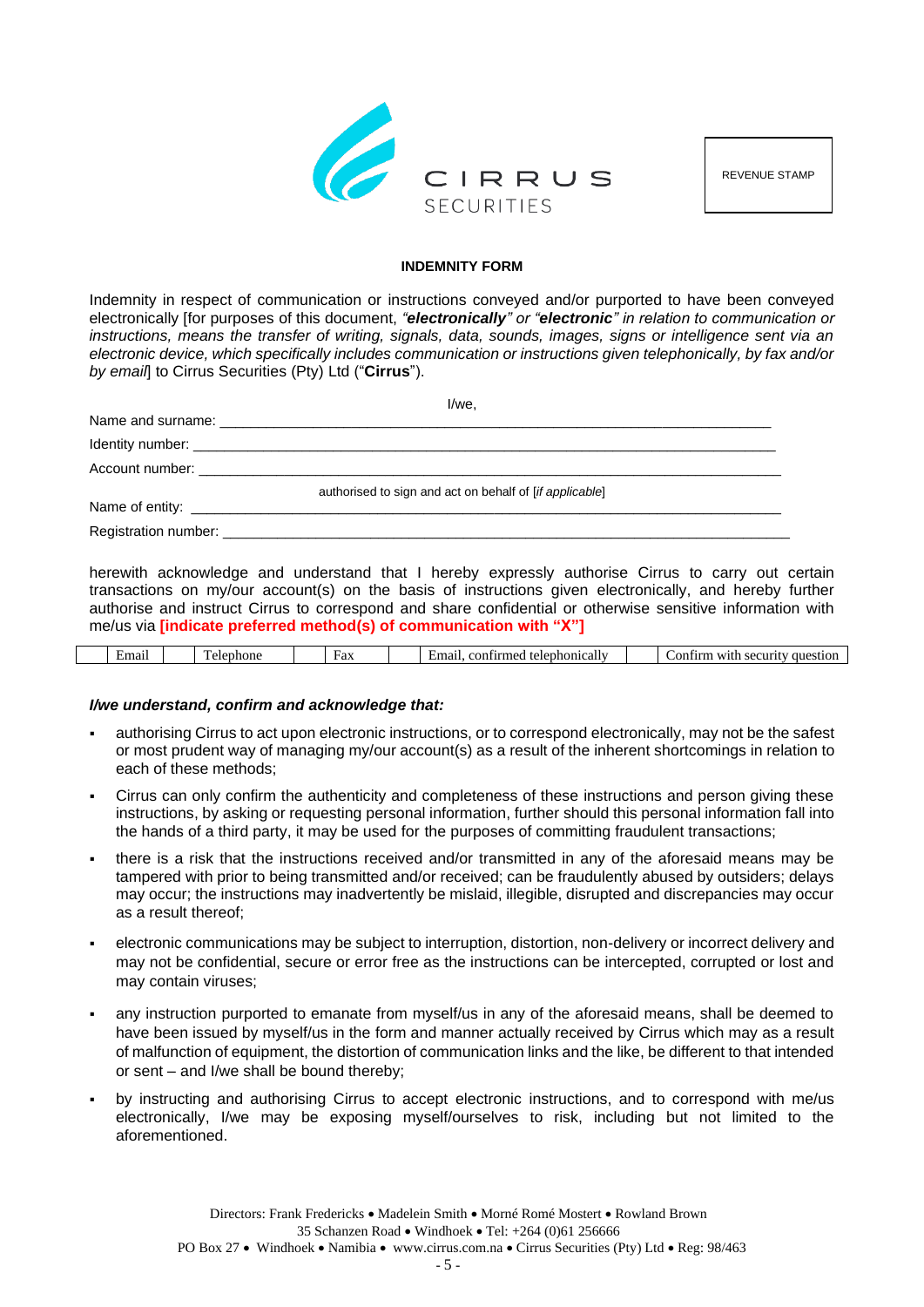CIRRUS SECURITIES

REVENUE STAMP

**INDEMNITY FORM**

Indemnity in respect of communication or instructions conveyed and/or purported to have been conveyed electronically [for purposes of this document, *"**electronically**" or "**electronic**" in relation to communication or instructions, means the transfer of writing, signals, data, sounds, images, signs or intelligence sent via an electronic device, which specifically includes communication or instructions given telephonically, by fax and/or by email*] to Cirrus Securities (Pty) Ltd ("**Cirrus**").

I/we,

Name and surname: ______________________________________________________________

Identity number: ______________________________________________________________

Account number: ______________________________________________________________

authorised to sign and act on behalf of [*if applicable*]

Name of entity: ______________________________________________________________

Registration number: ______________________________________________________________

herewith acknowledge and understand that I hereby expressly authorise Cirrus to carry out certain transactions on my/our account(s) on the basis of instructions given electronically, and hereby further authorise and instruct Cirrus to correspond and share confidential or otherwise sensitive information with me/us via **[indicate preferred method(s) of communication with "X"]**

| | Email | | Telephone | | Fax | | Email, confirmed telephonically | | Confirm with security question |
|---|---|---|---|---|---|---|---|---|---|

***I/we understand, confirm and acknowledge that:***

- authorising Cirrus to act upon electronic instructions, or to correspond electronically, may not be the safest or most prudent way of managing my/our account(s) as a result of the inherent shortcomings in relation to each of these methods;
- Cirrus can only confirm the authenticity and completeness of these instructions and person giving these instructions, by asking or requesting personal information, further should this personal information fall into the hands of a third party, it may be used for the purposes of committing fraudulent transactions;
- there is a risk that the instructions received and/or transmitted in any of the aforesaid means may be tampered with prior to being transmitted and/or received; can be fraudulently abused by outsiders; delays may occur; the instructions may inadvertently be mislaid, illegible, disrupted and discrepancies may occur as a result thereof;
- electronic communications may be subject to interruption, distortion, non-delivery or incorrect delivery and may not be confidential, secure or error free as the instructions can be intercepted, corrupted or lost and may contain viruses;
- any instruction purported to emanate from myself/us in any of the aforesaid means, shall be deemed to have been issued by myself/us in the form and manner actually received by Cirrus which may as a result of malfunction of equipment, the distortion of communication links and the like, be different to that intended or sent – and I/we shall be bound thereby;
- by instructing and authorising Cirrus to accept electronic instructions, and to correspond with me/us electronically, I/we may be exposing myself/ourselves to risk, including but not limited to the aforementioned.

Directors: Frank Fredericks • Madelein Smith • Morné Romé Mostert • Rowland Brown
35 Schanzen Road • Windhoek • Tel: +264 (0)61 256666
PO Box 27 • Windhoek • Namibia • www.cirrus.com.na • Cirrus Securities (Pty) Ltd • Reg: 98/463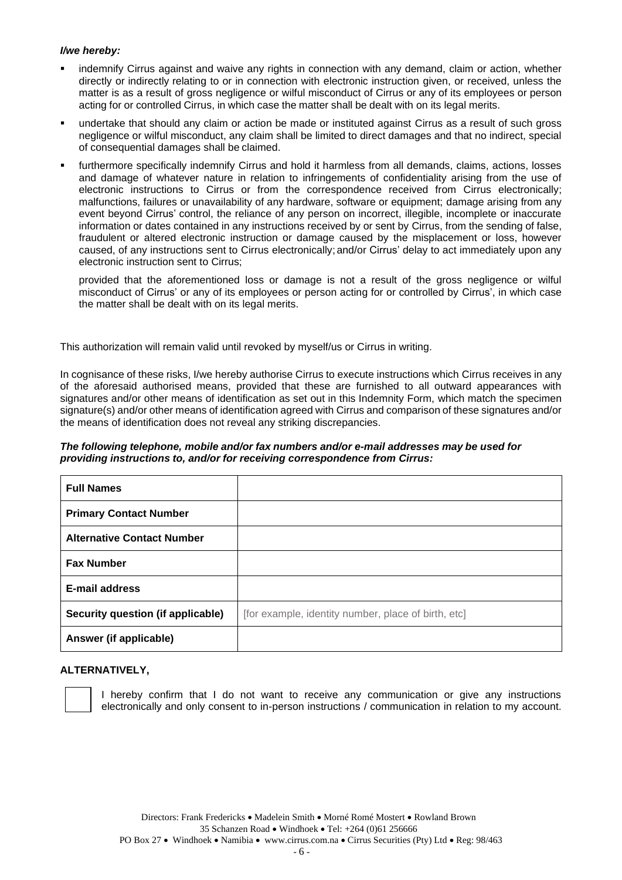***I/we hereby:***

- indemnify Cirrus against and waive any rights in connection with any demand, claim or action, whether directly or indirectly relating to or in connection with electronic instruction given, or received, unless the matter is as a result of gross negligence or wilful misconduct of Cirrus or any of its employees or person acting for or controlled Cirrus, in which case the matter shall be dealt with on its legal merits.
- undertake that should any claim or action be made or instituted against Cirrus as a result of such gross negligence or wilful misconduct, any claim shall be limited to direct damages and that no indirect, special of consequential damages shall be claimed.
- furthermore specifically indemnify Cirrus and hold it harmless from all demands, claims, actions, losses and damage of whatever nature in relation to infringements of confidentiality arising from the use of electronic instructions to Cirrus or from the correspondence received from Cirrus electronically; malfunctions, failures or unavailability of any hardware, software or equipment; damage arising from any event beyond Cirrus' control, the reliance of any person on incorrect, illegible, incomplete or inaccurate information or dates contained in any instructions received by or sent by Cirrus, from the sending of false, fraudulent or altered electronic instruction or damage caused by the misplacement or loss, however caused, of any instructions sent to Cirrus electronically; and/or Cirrus' delay to act immediately upon any electronic instruction sent to Cirrus;

  provided that the aforementioned loss or damage is not a result of the gross negligence or wilful misconduct of Cirrus' or any of its employees or person acting for or controlled by Cirrus', in which case the matter shall be dealt with on its legal merits.

This authorization will remain valid until revoked by myself/us or Cirrus in writing.

In cognisance of these risks, I/we hereby authorise Cirrus to execute instructions which Cirrus receives in any of the aforesaid authorised means, provided that these are furnished to all outward appearances with signatures and/or other means of identification as set out in this Indemnity Form, which match the specimen signature(s) and/or other means of identification agreed with Cirrus and comparison of these signatures and/or the means of identification does not reveal any striking discrepancies.

***The following telephone, mobile and/or fax numbers and/or e-mail addresses may be used for providing instructions to, and/or for receiving correspondence from Cirrus:***

| **Full Names** | |
|---|---|
| **Primary Contact Number** | |
| **Alternative Contact Number** | |
| **Fax Number** | |
| **E-mail address** | |
| **Security question (if applicable)** | [for example, identity number, place of birth, etc] |
| **Answer (if applicable)** | |

**ALTERNATIVELY,**

☐ I hereby confirm that I do not want to receive any communication or give any instructions electronically and only consent to in-person instructions / communication in relation to my account.

Directors: Frank Fredericks • Madelein Smith • Morné Romé Mostert • Rowland Brown
35 Schanzen Road • Windhoek • Tel: +264 (0)61 256666
PO Box 27 • Windhoek • Namibia • www.cirrus.com.na • Cirrus Securities (Pty) Ltd • Reg: 98/463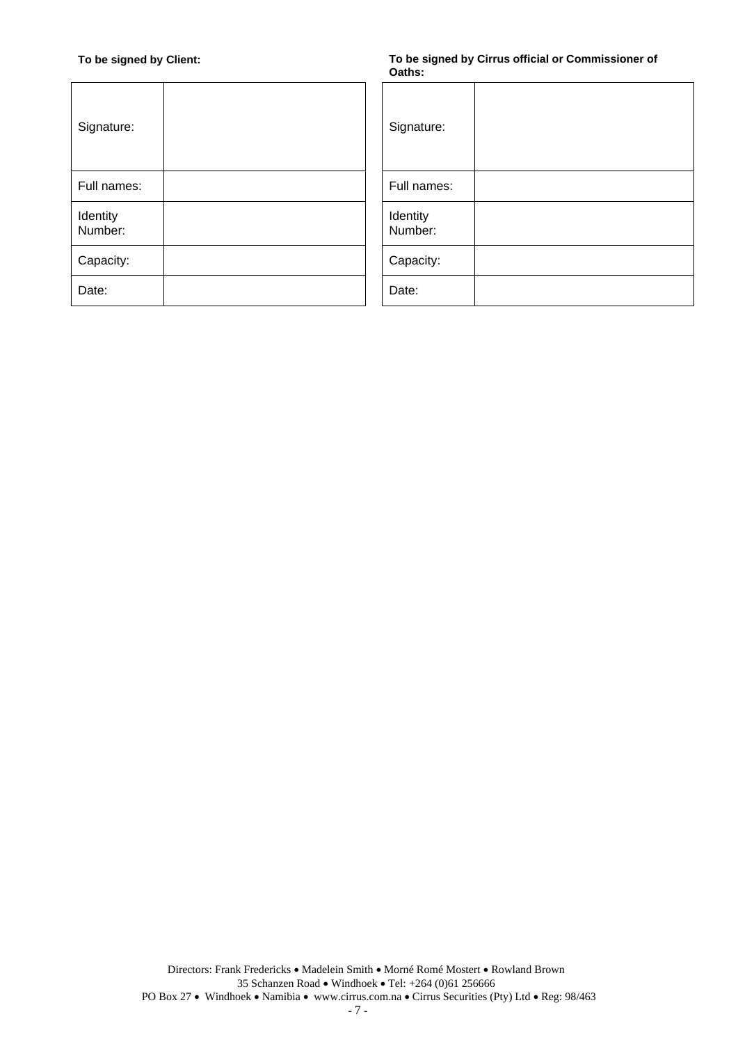**To be signed by Client:**

| | |
|---|---|
| Signature: | |
| Full names: | |
| Identity Number: | |
| Capacity: | |
| Date: | |

**To be signed by Cirrus official or Commissioner of Oaths:**

| | |
|---|---|
| Signature: | |
| Full names: | |
| Identity Number: | |
| Capacity: | |
| Date: | |

Directors: Frank Fredericks • Madelein Smith • Morné Romé Mostert • Rowland Brown
35 Schanzen Road • Windhoek • Tel: +264 (0)61 256666
PO Box 27 • Windhoek • Namibia • www.cirrus.com.na • Cirrus Securities (Pty) Ltd • Reg: 98/463